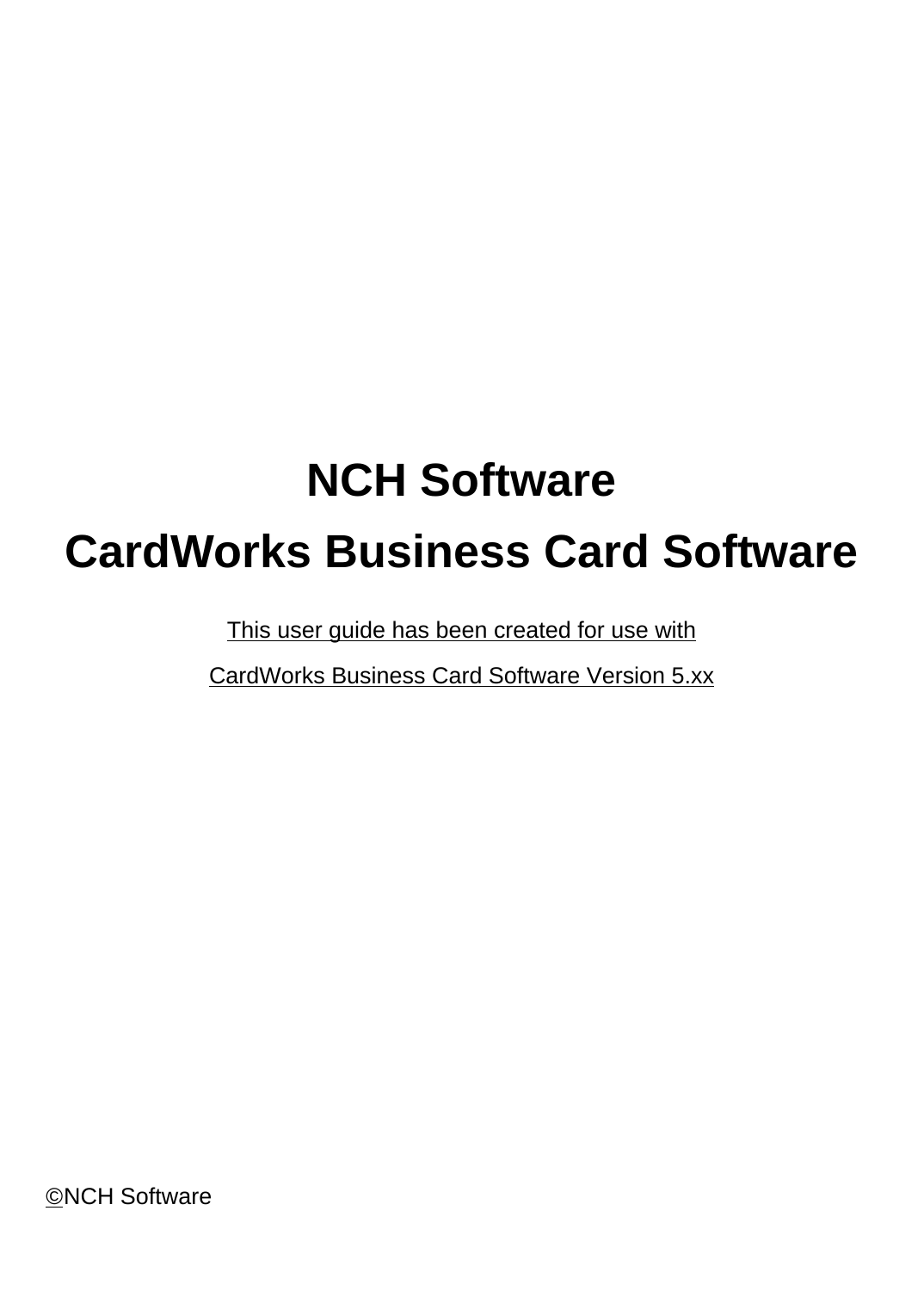# NCH Software

# CardWorks Business Card Software

This user guide has been created for use with

CardWorks Business Card Software Version 5.xx

©NCH Software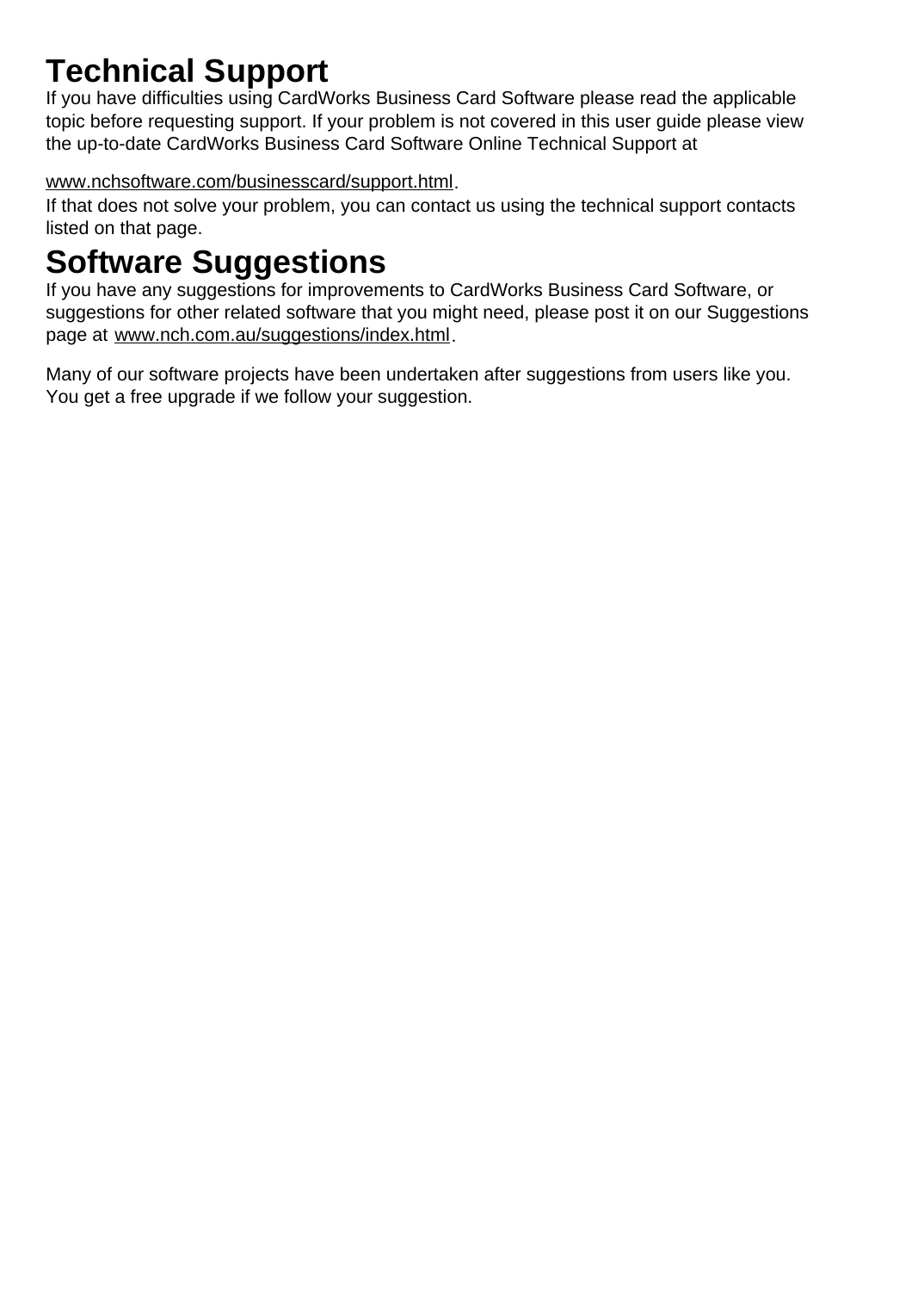# Technical Support

If you have difficulties using CardWorks Business Card Software please read the applicable topic before requesting support. If your problem is not covered in this user guide please view the up-to-date CardWorks Business Card Software Online Technical Support at

www.nchsoftware.com/businesscard/support.html.

If that does not solve your problem, you can contact us using the technical support contacts listed on that page.

# Software Suggestions

If you have any suggestions for improvements to CardWorks Business Card Software, or suggestions for other related software that you might need, please post it on our Suggestions page at www.nch.com.au/suggestions/index.html.

Many of our software projects have been undertaken after suggestions from users like you. You get a free upgrade if we follow your suggestion.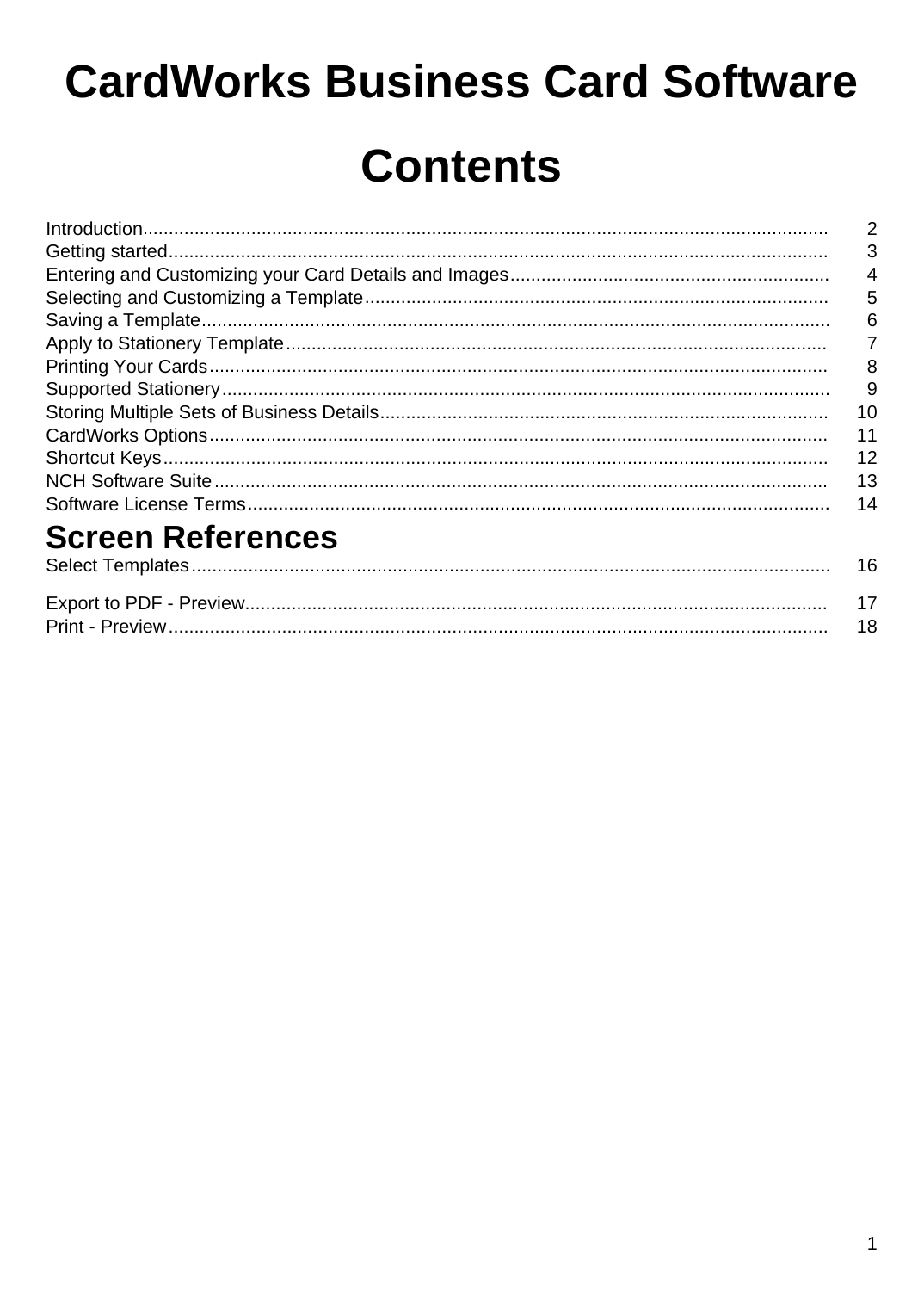# CardWorks Business Card Software

# Contents

| | |
|---|---|
| Introduction | 2 |
| Getting started | 3 |
| Entering and Customizing your Card Details and Images | 4 |
| Selecting and Customizing a Template | 5 |
| Saving a Template | 6 |
| Apply to Stationery Template | 7 |
| Printing Your Cards | 8 |
| Supported Stationery | 9 |
| Storing Multiple Sets of Business Details | 10 |
| CardWorks Options | 11 |
| Shortcut Keys | 12 |
| NCH Software Suite | 13 |
| Software License Terms | 14 |

## Screen References

| | |
|---|---|
| Select Templates | 16 |
| Export to PDF - Preview | 17 |
| Print - Preview | 18 |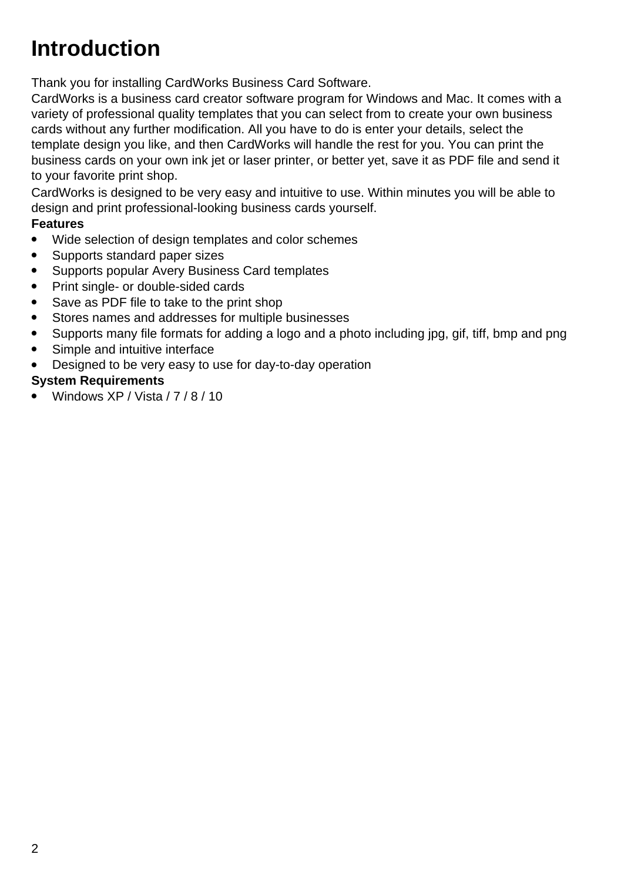# Introduction

Thank you for installing CardWorks Business Card Software.

CardWorks is a business card creator software program for Windows and Mac. It comes with a variety of professional quality templates that you can select from to create your own business cards without any further modification. All you have to do is enter your details, select the template design you like, and then CardWorks will handle the rest for you. You can print the business cards on your own ink jet or laser printer, or better yet, save it as PDF file and send it to your favorite print shop.

CardWorks is designed to be very easy and intuitive to use. Within minutes you will be able to design and print professional-looking business cards yourself.

**Features**

- Wide selection of design templates and color schemes
- Supports standard paper sizes
- Supports popular Avery Business Card templates
- Print single- or double-sided cards
- Save as PDF file to take to the print shop
- Stores names and addresses for multiple businesses
- Supports many file formats for adding a logo and a photo including jpg, gif, tiff, bmp and png
- Simple and intuitive interface
- Designed to be very easy to use for day-to-day operation

**System Requirements**

- Windows XP / Vista / 7 / 8 / 10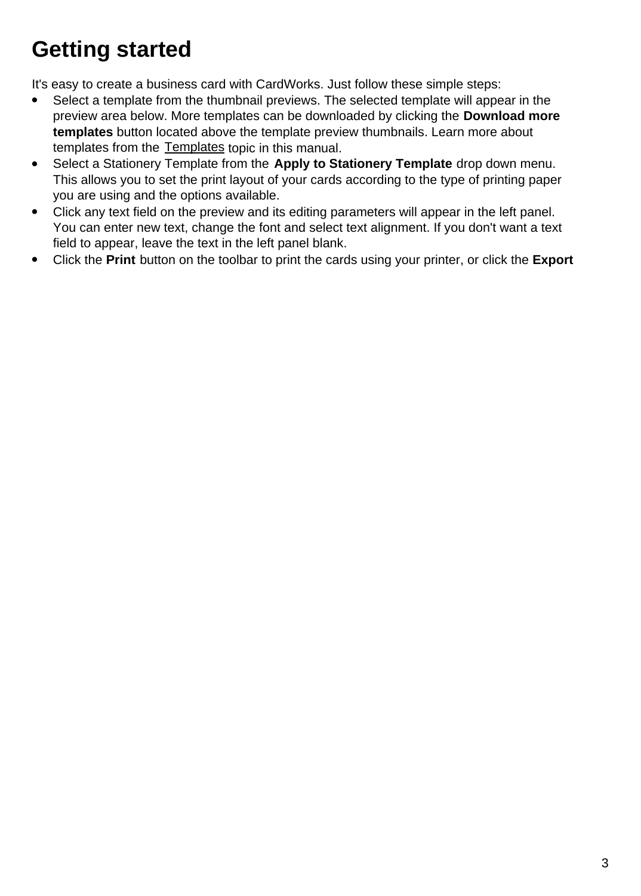# Getting started

It's easy to create a business card with CardWorks. Just follow these simple steps:

- Select a template from the thumbnail previews. The selected template will appear in the preview area below. More templates can be downloaded by clicking the **Download more templates** button located above the template preview thumbnails. Learn more about templates from the Templates topic in this manual.
- Select a Stationery Template from the **Apply to Stationery Template** drop down menu. This allows you to set the print layout of your cards according to the type of printing paper you are using and the options available.
- Click any text field on the preview and its editing parameters will appear in the left panel. You can enter new text, change the font and select text alignment. If you don't want a text field to appear, leave the text in the left panel blank.
- Click the **Print** button on the toolbar to print the cards using your printer, or click the **Export**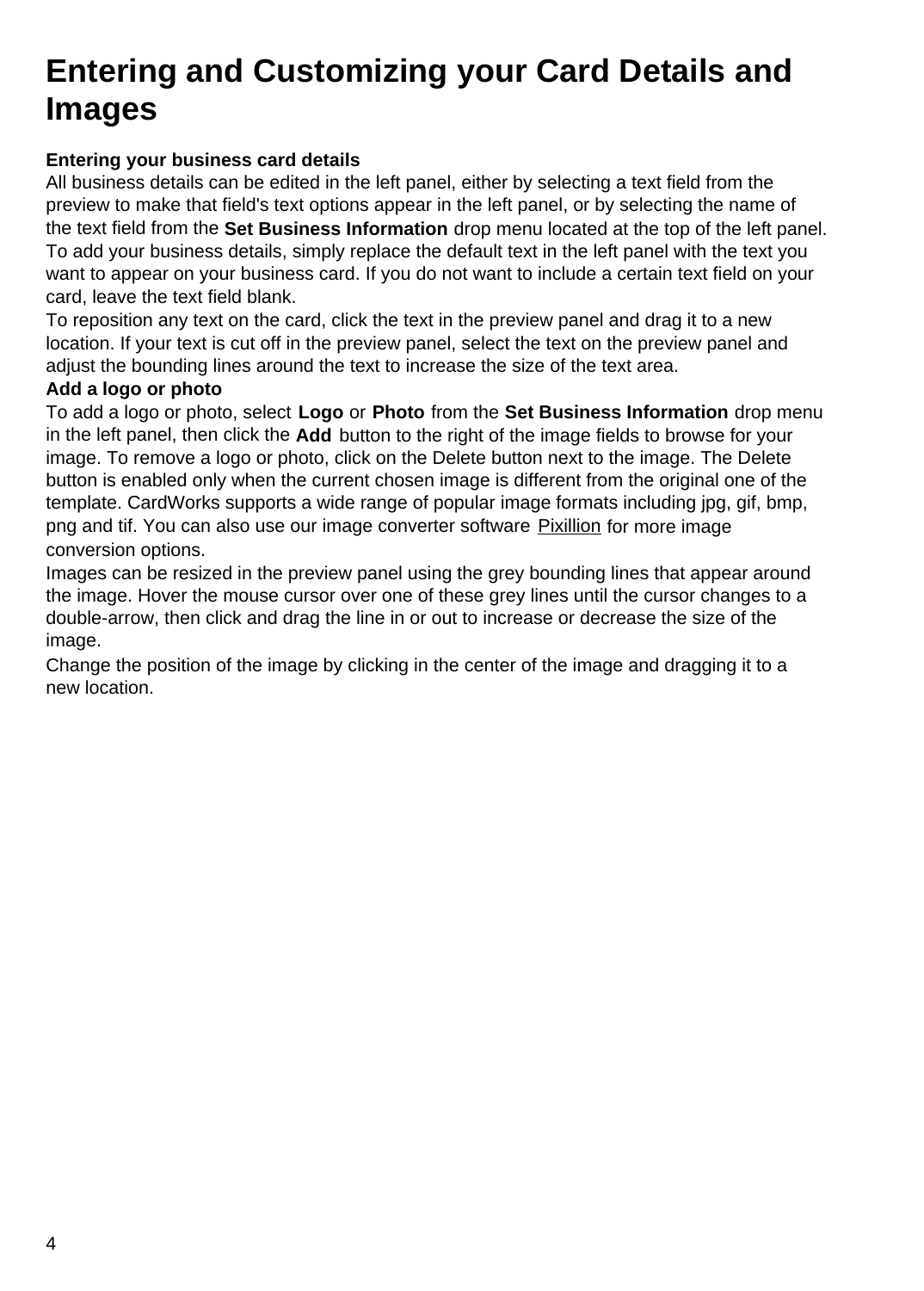# Entering and Customizing your Card Details and Images

**Entering your business card details**

All business details can be edited in the left panel, either by selecting a text field from the preview to make that field's text options appear in the left panel, or by selecting the name of the text field from the **Set Business Information** drop menu located at the top of the left panel. To add your business details, simply replace the default text in the left panel with the text you want to appear on your business card. If you do not want to include a certain text field on your card, leave the text field blank.

To reposition any text on the card, click the text in the preview panel and drag it to a new location. If your text is cut off in the preview panel, select the text on the preview panel and adjust the bounding lines around the text to increase the size of the text area.

**Add a logo or photo**

To add a logo or photo, select **Logo** or **Photo** from the **Set Business Information** drop menu in the left panel, then click the **Add** button to the right of the image fields to browse for your image. To remove a logo or photo, click on the Delete button next to the image. The Delete button is enabled only when the current chosen image is different from the original one of the template. CardWorks supports a wide range of popular image formats including jpg, gif, bmp, png and tif. You can also use our image converter software Pixillion for more image conversion options.

Images can be resized in the preview panel using the grey bounding lines that appear around the image. Hover the mouse cursor over one of these grey lines until the cursor changes to a double-arrow, then click and drag the line in or out to increase or decrease the size of the image.

Change the position of the image by clicking in the center of the image and dragging it to a new location.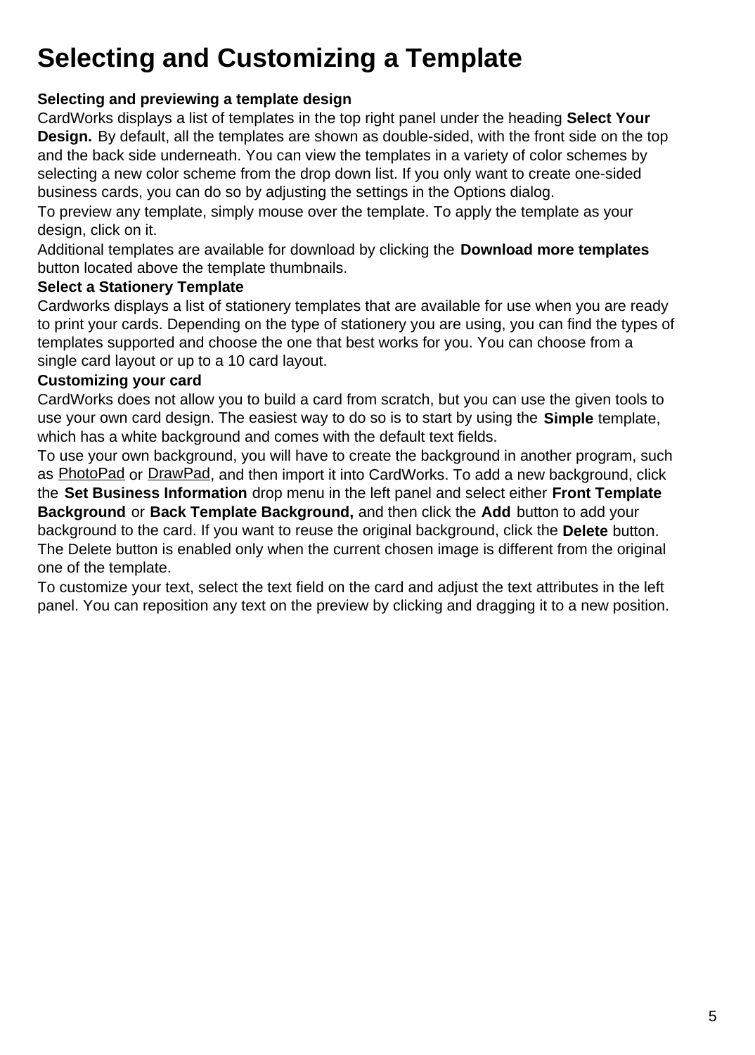# Selecting and Customizing a Template

**Selecting and previewing a template design**

CardWorks displays a list of templates in the top right panel under the heading **Select Your Design.** By default, all the templates are shown as double-sided, with the front side on the top and the back side underneath. You can view the templates in a variety of color schemes by selecting a new color scheme from the drop down list. If you only want to create one-sided business cards, you can do so by adjusting the settings in the Options dialog.

To preview any template, simply mouse over the template. To apply the template as your design, click on it.

Additional templates are available for download by clicking the **Download more templates** button located above the template thumbnails.

**Select a Stationery Template**

Cardworks displays a list of stationery templates that are available for use when you are ready to print your cards. Depending on the type of stationery you are using, you can find the types of templates supported and choose the one that best works for you. You can choose from a single card layout or up to a 10 card layout.

**Customizing your card**

CardWorks does not allow you to build a card from scratch, but you can use the given tools to use your own card design. The easiest way to do so is to start by using the **Simple** template, which has a white background and comes with the default text fields.

To use your own background, you will have to create the background in another program, such as PhotoPad or DrawPad, and then import it into CardWorks. To add a new background, click the **Set Business Information** drop menu in the left panel and select either **Front Template Background** or **Back Template Background,** and then click the **Add** button to add your background to the card. If you want to reuse the original background, click the **Delete** button. The Delete button is enabled only when the current chosen image is different from the original one of the template.

To customize your text, select the text field on the card and adjust the text attributes in the left panel. You can reposition any text on the preview by clicking and dragging it to a new position.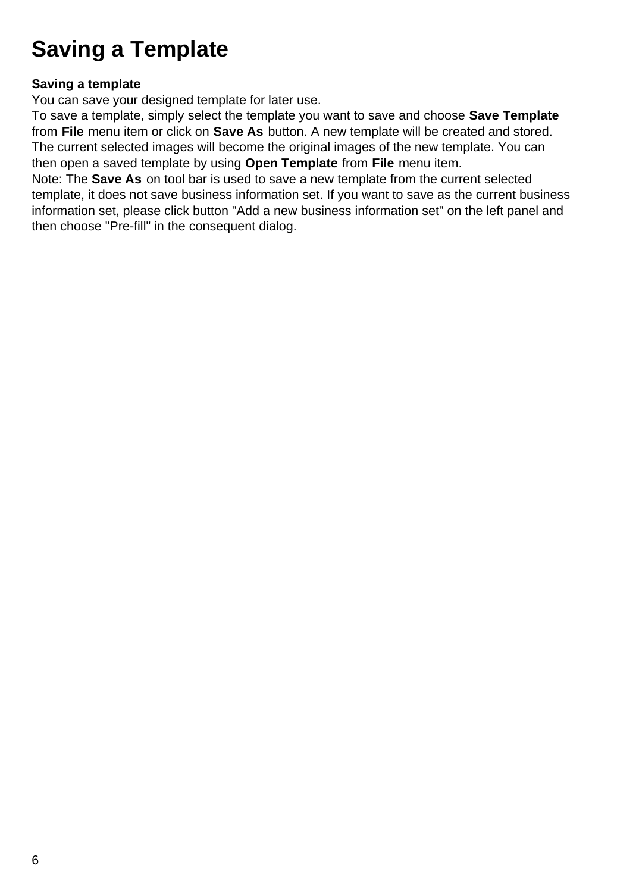# Saving a Template

**Saving a template**

You can save your designed template for later use.

To save a template, simply select the template you want to save and choose **Save Template** from **File** menu item or click on **Save As** button. A new template will be created and stored. The current selected images will become the original images of the new template. You can then open a saved template by using **Open Template** from **File** menu item.

Note: The **Save As** on tool bar is used to save a new template from the current selected template, it does not save business information set. If you want to save as the current business information set, please click button "Add a new business information set" on the left panel and then choose "Pre-fill" in the consequent dialog.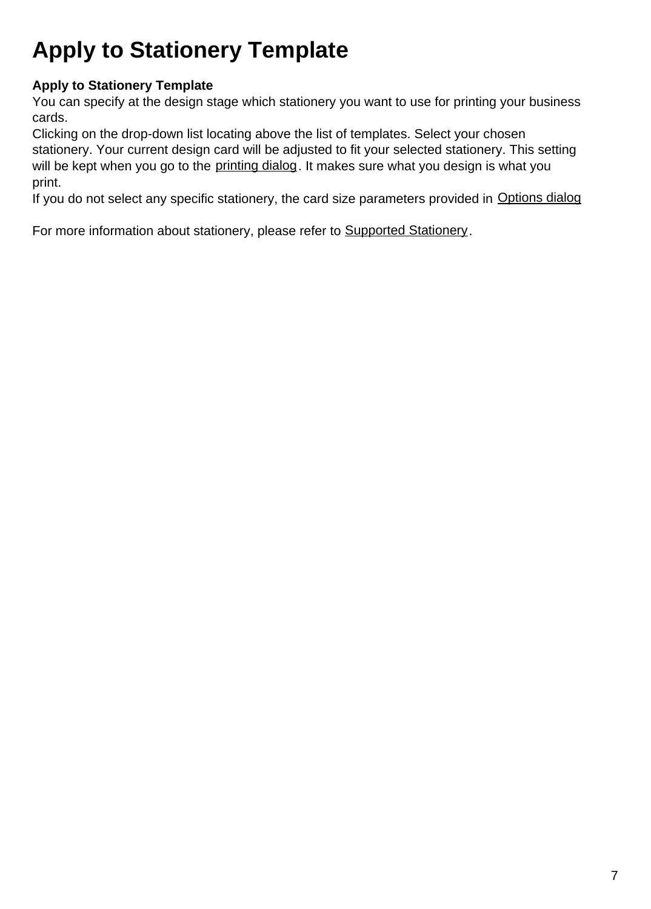# Apply to Stationery Template

**Apply to Stationery Template**

You can specify at the design stage which stationery you want to use for printing your business cards.

Clicking on the drop-down list locating above the list of templates. Select your chosen stationery. Your current design card will be adjusted to fit your selected stationery. This setting will be kept when you go to the printing dialog. It makes sure what you design is what you print.

If you do not select any specific stationery, the card size parameters provided in Options dialog

For more information about stationery, please refer to Supported Stationery.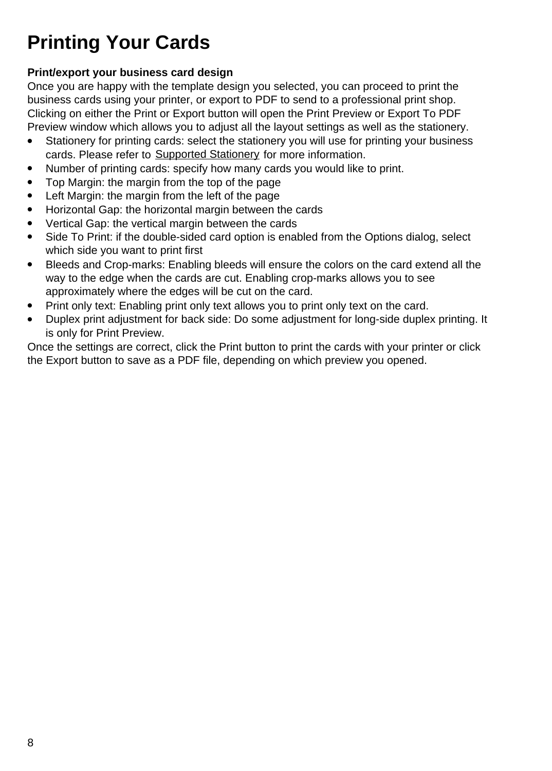# Printing Your Cards

**Print/export your business card design**

Once you are happy with the template design you selected, you can proceed to print the business cards using your printer, or export to PDF to send to a professional print shop. Clicking on either the Print or Export button will open the Print Preview or Export To PDF Preview window which allows you to adjust all the layout settings as well as the stationery.

- Stationery for printing cards: select the stationery you will use for printing your business cards. Please refer to Supported Stationery for more information.
- Number of printing cards: specify how many cards you would like to print.
- Top Margin: the margin from the top of the page
- Left Margin: the margin from the left of the page
- Horizontal Gap: the horizontal margin between the cards
- Vertical Gap: the vertical margin between the cards
- Side To Print: if the double-sided card option is enabled from the Options dialog, select which side you want to print first
- Bleeds and Crop-marks: Enabling bleeds will ensure the colors on the card extend all the way to the edge when the cards are cut. Enabling crop-marks allows you to see approximately where the edges will be cut on the card.
- Print only text: Enabling print only text allows you to print only text on the card.
- Duplex print adjustment for back side: Do some adjustment for long-side duplex printing. It is only for Print Preview.

Once the settings are correct, click the Print button to print the cards with your printer or click the Export button to save as a PDF file, depending on which preview you opened.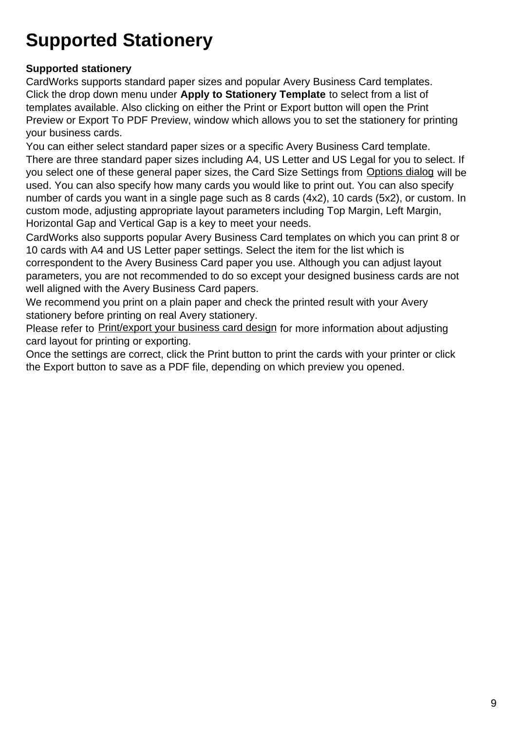# Supported Stationery

**Supported stationery**

CardWorks supports standard paper sizes and popular Avery Business Card templates. Click the drop down menu under **Apply to Stationery Template** to select from a list of templates available. Also clicking on either the Print or Export button will open the Print Preview or Export To PDF Preview, window which allows you to set the stationery for printing your business cards.

You can either select standard paper sizes or a specific Avery Business Card template. There are three standard paper sizes including A4, US Letter and US Legal for you to select. If you select one of these general paper sizes, the Card Size Settings from Options dialog will be used. You can also specify how many cards you would like to print out. You can also specify number of cards you want in a single page such as 8 cards (4x2), 10 cards (5x2), or custom. In custom mode, adjusting appropriate layout parameters including Top Margin, Left Margin, Horizontal Gap and Vertical Gap is a key to meet your needs.

CardWorks also supports popular Avery Business Card templates on which you can print 8 or 10 cards with A4 and US Letter paper settings. Select the item for the list which is correspondent to the Avery Business Card paper you use. Although you can adjust layout parameters, you are not recommended to do so except your designed business cards are not well aligned with the Avery Business Card papers.

We recommend you print on a plain paper and check the printed result with your Avery stationery before printing on real Avery stationery.

Please refer to Print/export your business card design for more information about adjusting card layout for printing or exporting.

Once the settings are correct, click the Print button to print the cards with your printer or click the Export button to save as a PDF file, depending on which preview you opened.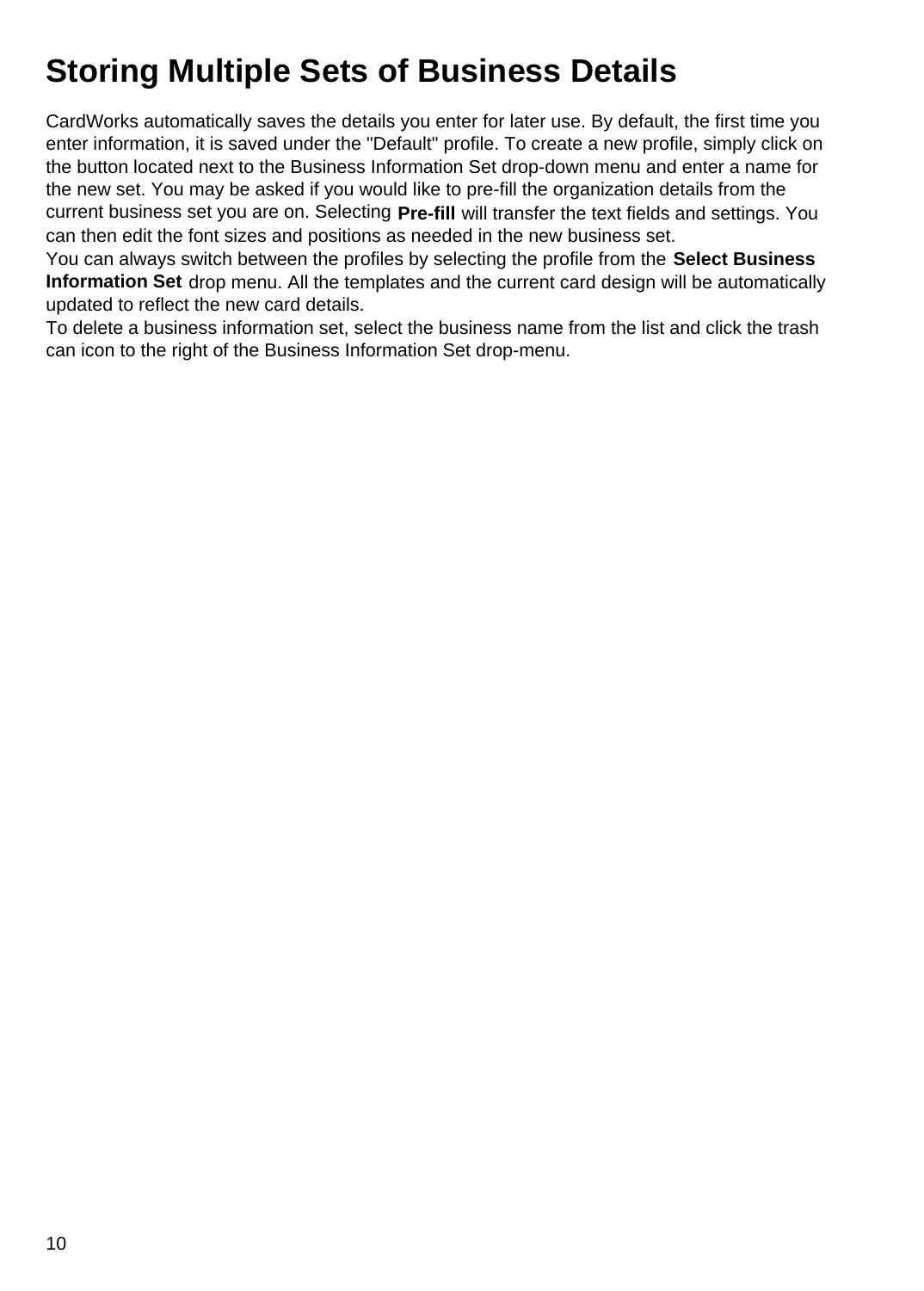# Storing Multiple Sets of Business Details

CardWorks automatically saves the details you enter for later use. By default, the first time you enter information, it is saved under the "Default" profile. To create a new profile, simply click on the button located next to the Business Information Set drop-down menu and enter a name for the new set. You may be asked if you would like to pre-fill the organization details from the current business set you are on. Selecting **Pre-fill** will transfer the text fields and settings. You can then edit the font sizes and positions as needed in the new business set.

You can always switch between the profiles by selecting the profile from the **Select Business Information Set** drop menu. All the templates and the current card design will be automatically updated to reflect the new card details.

To delete a business information set, select the business name from the list and click the trash can icon to the right of the Business Information Set drop-menu.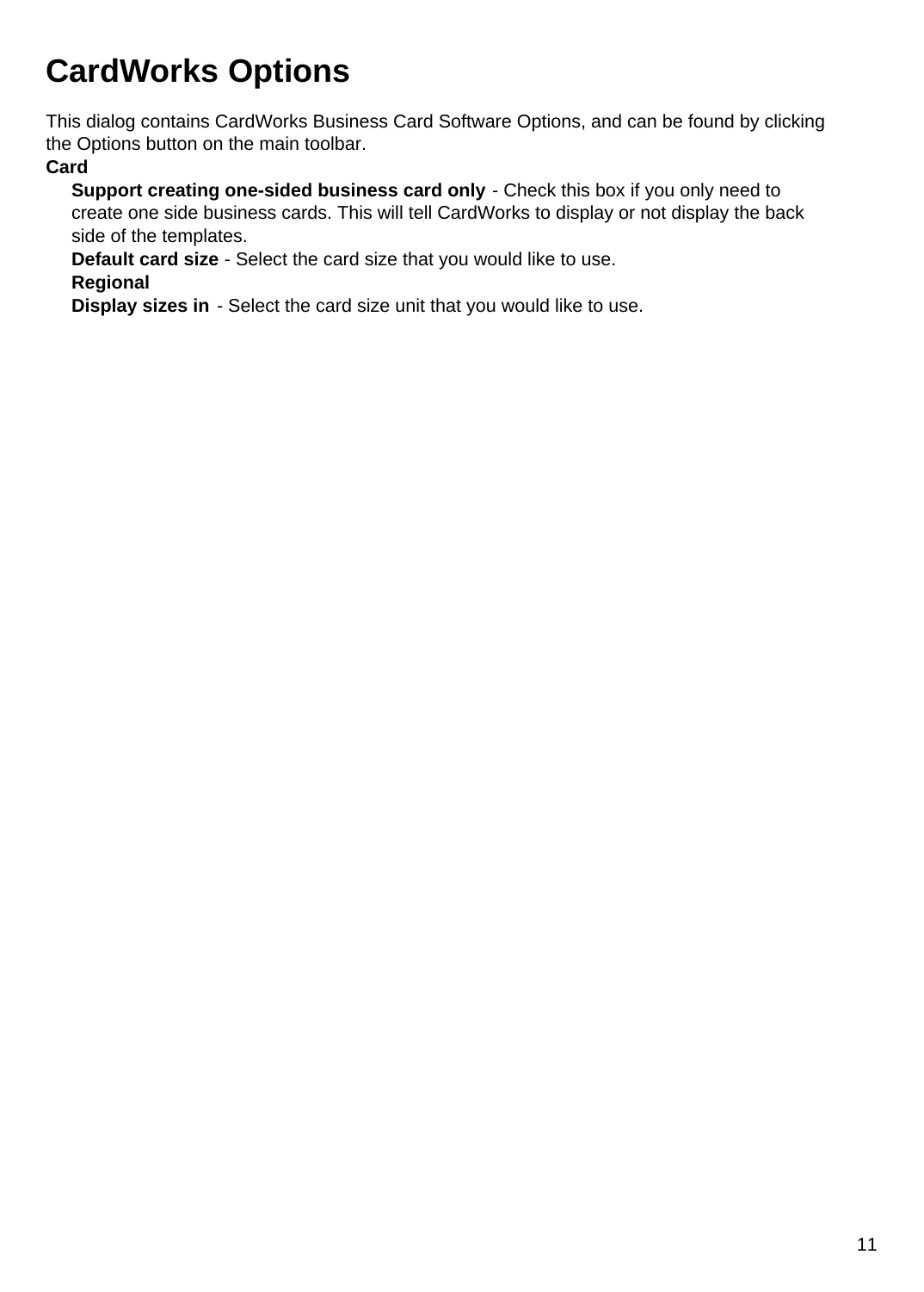# CardWorks Options

This dialog contains CardWorks Business Card Software Options, and can be found by clicking the Options button on the main toolbar.

**Card**

**Support creating one-sided business card only** - Check this box if you only need to create one side business cards. This will tell CardWorks to display or not display the back side of the templates.

**Default card size** - Select the card size that you would like to use.

**Regional**

**Display sizes in** - Select the card size unit that you would like to use.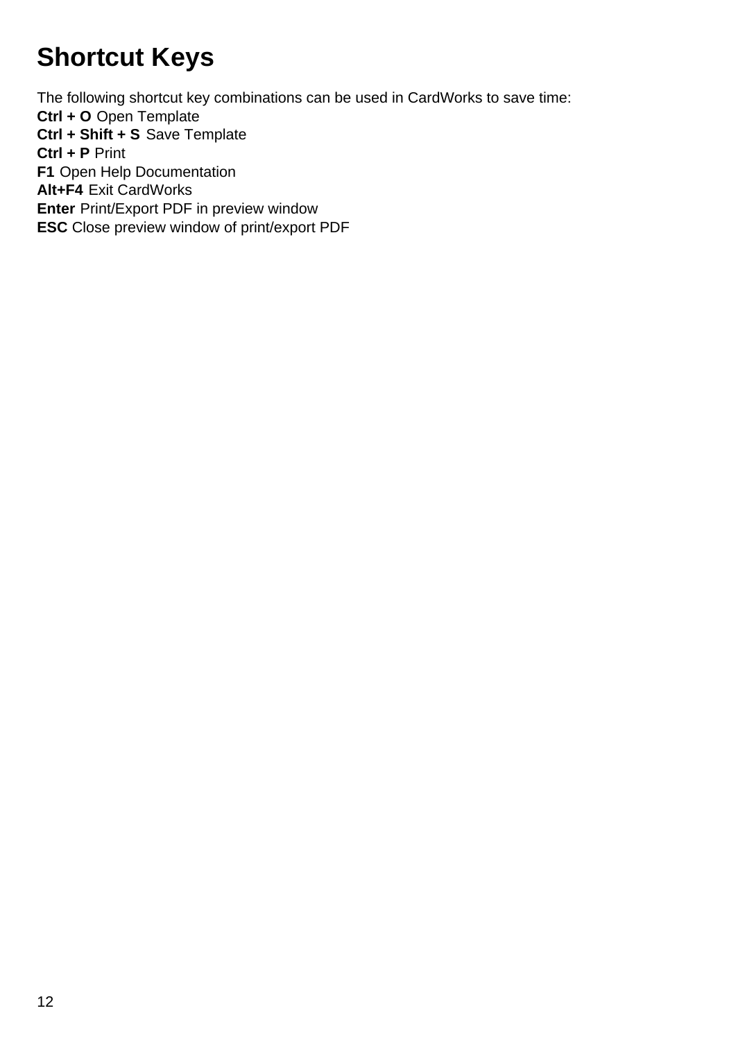# Shortcut Keys

The following shortcut key combinations can be used in CardWorks to save time:
**Ctrl + O** Open Template
**Ctrl + Shift + S** Save Template
**Ctrl + P** Print
**F1** Open Help Documentation
**Alt+F4** Exit CardWorks
**Enter** Print/Export PDF in preview window
**ESC** Close preview window of print/export PDF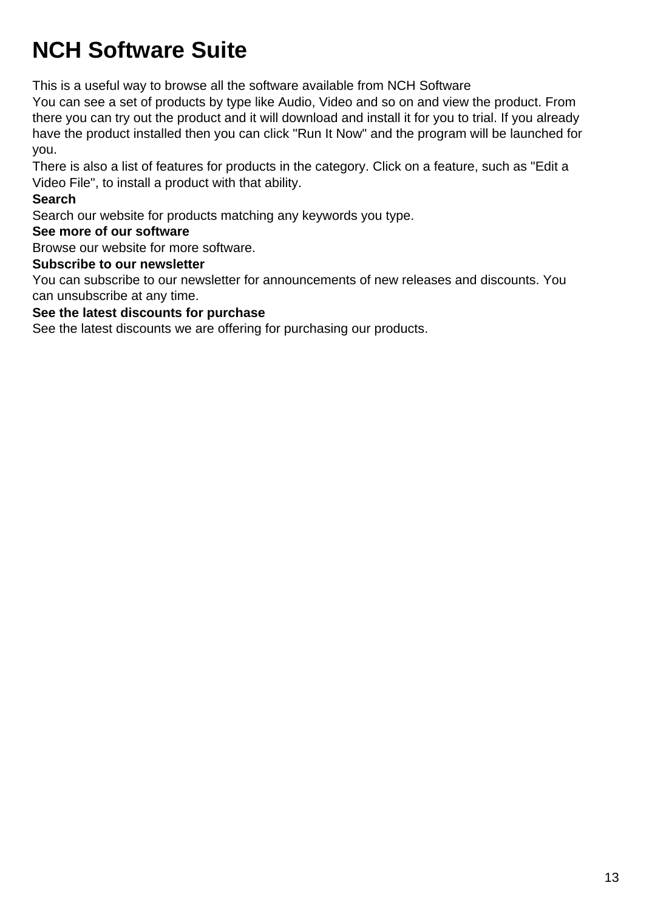# NCH Software Suite

This is a useful way to browse all the software available from NCH Software
You can see a set of products by type like Audio, Video and so on and view the product. From there you can try out the product and it will download and install it for you to trial. If you already have the product installed then you can click "Run It Now" and the program will be launched for you.
There is also a list of features for products in the category. Click on a feature, such as "Edit a Video File", to install a product with that ability.

**Search**

Search our website for products matching any keywords you type.

**See more of our software**

Browse our website for more software.

**Subscribe to our newsletter**

You can subscribe to our newsletter for announcements of new releases and discounts. You can unsubscribe at any time.

**See the latest discounts for purchase**

See the latest discounts we are offering for purchasing our products.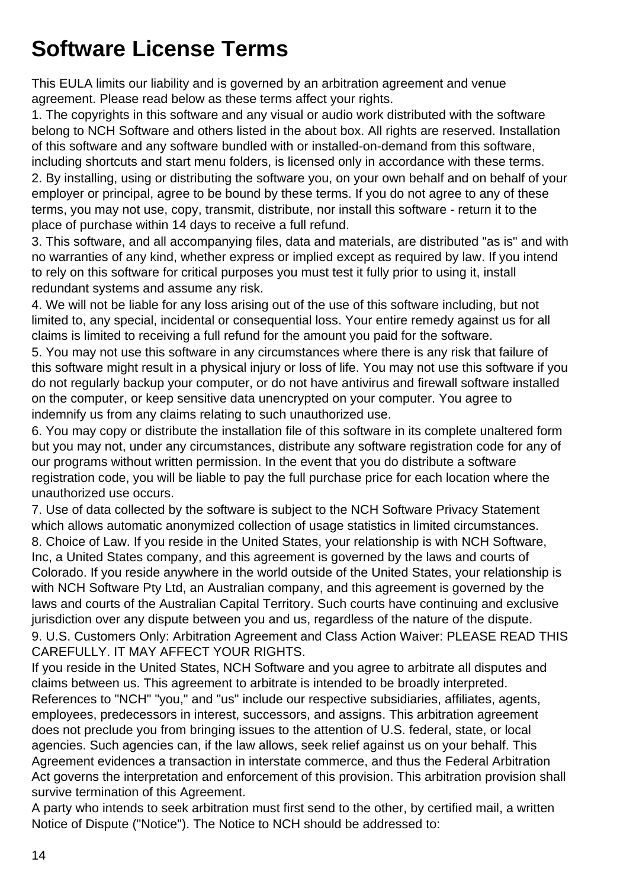# Software License Terms

This EULA limits our liability and is governed by an arbitration agreement and venue agreement. Please read below as these terms affect your rights.

1. The copyrights in this software and any visual or audio work distributed with the software belong to NCH Software and others listed in the about box. All rights are reserved. Installation of this software and any software bundled with or installed-on-demand from this software, including shortcuts and start menu folders, is licensed only in accordance with these terms.
2. By installing, using or distributing the software you, on your own behalf and on behalf of your employer or principal, agree to be bound by these terms. If you do not agree to any of these terms, you may not use, copy, transmit, distribute, nor install this software - return it to the place of purchase within 14 days to receive a full refund.
3. This software, and all accompanying files, data and materials, are distributed "as is" and with no warranties of any kind, whether express or implied except as required by law. If you intend to rely on this software for critical purposes you must test it fully prior to using it, install redundant systems and assume any risk.
4. We will not be liable for any loss arising out of the use of this software including, but not limited to, any special, incidental or consequential loss. Your entire remedy against us for all claims is limited to receiving a full refund for the amount you paid for the software.
5. You may not use this software in any circumstances where there is any risk that failure of this software might result in a physical injury or loss of life. You may not use this software if you do not regularly backup your computer, or do not have antivirus and firewall software installed on the computer, or keep sensitive data unencrypted on your computer. You agree to indemnify us from any claims relating to such unauthorized use.
6. You may copy or distribute the installation file of this software in its complete unaltered form but you may not, under any circumstances, distribute any software registration code for any of our programs without written permission. In the event that you do distribute a software registration code, you will be liable to pay the full purchase price for each location where the unauthorized use occurs.
7. Use of data collected by the software is subject to the NCH Software Privacy Statement which allows automatic anonymized collection of usage statistics in limited circumstances.
8. Choice of Law. If you reside in the United States, your relationship is with NCH Software, Inc, a United States company, and this agreement is governed by the laws and courts of Colorado. If you reside anywhere in the world outside of the United States, your relationship is with NCH Software Pty Ltd, an Australian company, and this agreement is governed by the laws and courts of the Australian Capital Territory. Such courts have continuing and exclusive jurisdiction over any dispute between you and us, regardless of the nature of the dispute.
9. U.S. Customers Only: Arbitration Agreement and Class Action Waiver: PLEASE READ THIS CAREFULLY. IT MAY AFFECT YOUR RIGHTS.

If you reside in the United States, NCH Software and you agree to arbitrate all disputes and claims between us. This agreement to arbitrate is intended to be broadly interpreted. References to "NCH" "you," and "us" include our respective subsidiaries, affiliates, agents, employees, predecessors in interest, successors, and assigns. This arbitration agreement does not preclude you from bringing issues to the attention of U.S. federal, state, or local agencies. Such agencies can, if the law allows, seek relief against us on your behalf. This Agreement evidences a transaction in interstate commerce, and thus the Federal Arbitration Act governs the interpretation and enforcement of this provision. This arbitration provision shall survive termination of this Agreement.

A party who intends to seek arbitration must first send to the other, by certified mail, a written Notice of Dispute ("Notice"). The Notice to NCH should be addressed to: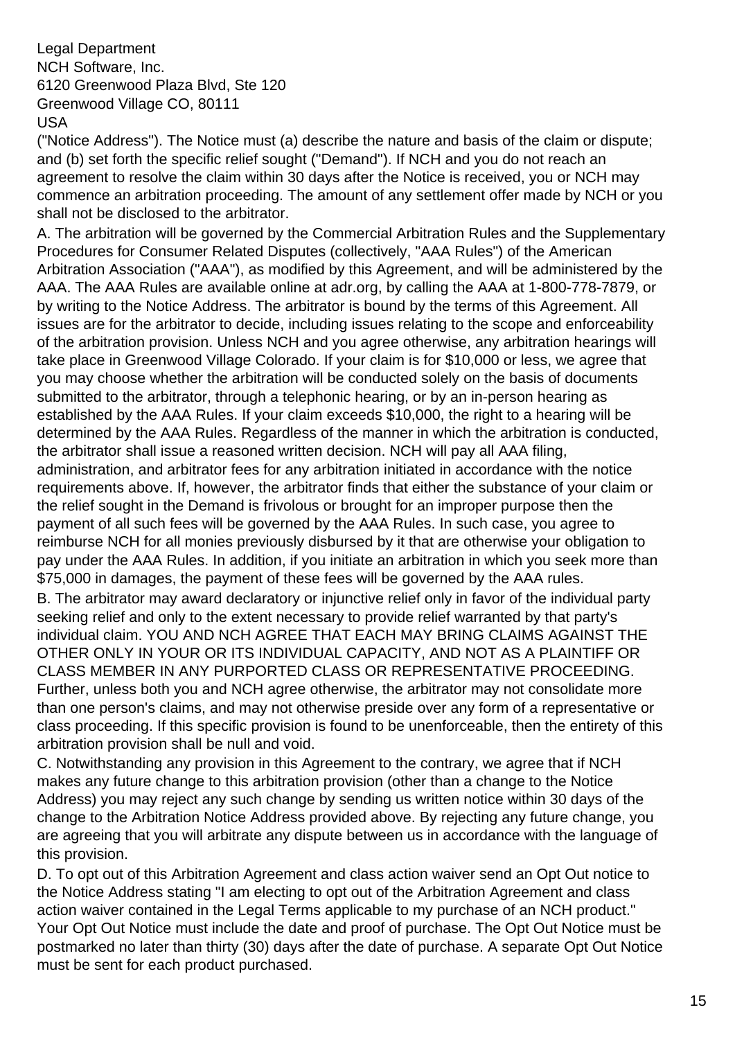Legal Department
NCH Software, Inc.
6120 Greenwood Plaza Blvd, Ste 120
Greenwood Village CO, 80111
USA

("Notice Address"). The Notice must (a) describe the nature and basis of the claim or dispute; and (b) set forth the specific relief sought ("Demand"). If NCH and you do not reach an agreement to resolve the claim within 30 days after the Notice is received, you or NCH may commence an arbitration proceeding. The amount of any settlement offer made by NCH or you shall not be disclosed to the arbitrator.

A. The arbitration will be governed by the Commercial Arbitration Rules and the Supplementary Procedures for Consumer Related Disputes (collectively, "AAA Rules") of the American Arbitration Association ("AAA"), as modified by this Agreement, and will be administered by the AAA. The AAA Rules are available online at adr.org, by calling the AAA at 1-800-778-7879, or by writing to the Notice Address. The arbitrator is bound by the terms of this Agreement. All issues are for the arbitrator to decide, including issues relating to the scope and enforceability of the arbitration provision. Unless NCH and you agree otherwise, any arbitration hearings will take place in Greenwood Village Colorado. If your claim is for $10,000 or less, we agree that you may choose whether the arbitration will be conducted solely on the basis of documents submitted to the arbitrator, through a telephonic hearing, or by an in-person hearing as established by the AAA Rules. If your claim exceeds $10,000, the right to a hearing will be determined by the AAA Rules. Regardless of the manner in which the arbitration is conducted, the arbitrator shall issue a reasoned written decision. NCH will pay all AAA filing, administration, and arbitrator fees for any arbitration initiated in accordance with the notice requirements above. If, however, the arbitrator finds that either the substance of your claim or the relief sought in the Demand is frivolous or brought for an improper purpose then the payment of all such fees will be governed by the AAA Rules. In such case, you agree to reimburse NCH for all monies previously disbursed by it that are otherwise your obligation to pay under the AAA Rules. In addition, if you initiate an arbitration in which you seek more than $75,000 in damages, the payment of these fees will be governed by the AAA rules.

B. The arbitrator may award declaratory or injunctive relief only in favor of the individual party seeking relief and only to the extent necessary to provide relief warranted by that party's individual claim. YOU AND NCH AGREE THAT EACH MAY BRING CLAIMS AGAINST THE OTHER ONLY IN YOUR OR ITS INDIVIDUAL CAPACITY, AND NOT AS A PLAINTIFF OR CLASS MEMBER IN ANY PURPORTED CLASS OR REPRESENTATIVE PROCEEDING. Further, unless both you and NCH agree otherwise, the arbitrator may not consolidate more than one person's claims, and may not otherwise preside over any form of a representative or class proceeding. If this specific provision is found to be unenforceable, then the entirety of this arbitration provision shall be null and void.

C. Notwithstanding any provision in this Agreement to the contrary, we agree that if NCH makes any future change to this arbitration provision (other than a change to the Notice Address) you may reject any such change by sending us written notice within 30 days of the change to the Arbitration Notice Address provided above. By rejecting any future change, you are agreeing that you will arbitrate any dispute between us in accordance with the language of this provision.

D. To opt out of this Arbitration Agreement and class action waiver send an Opt Out notice to the Notice Address stating "I am electing to opt out of the Arbitration Agreement and class action waiver contained in the Legal Terms applicable to my purchase of an NCH product." Your Opt Out Notice must include the date and proof of purchase. The Opt Out Notice must be postmarked no later than thirty (30) days after the date of purchase. A separate Opt Out Notice must be sent for each product purchased.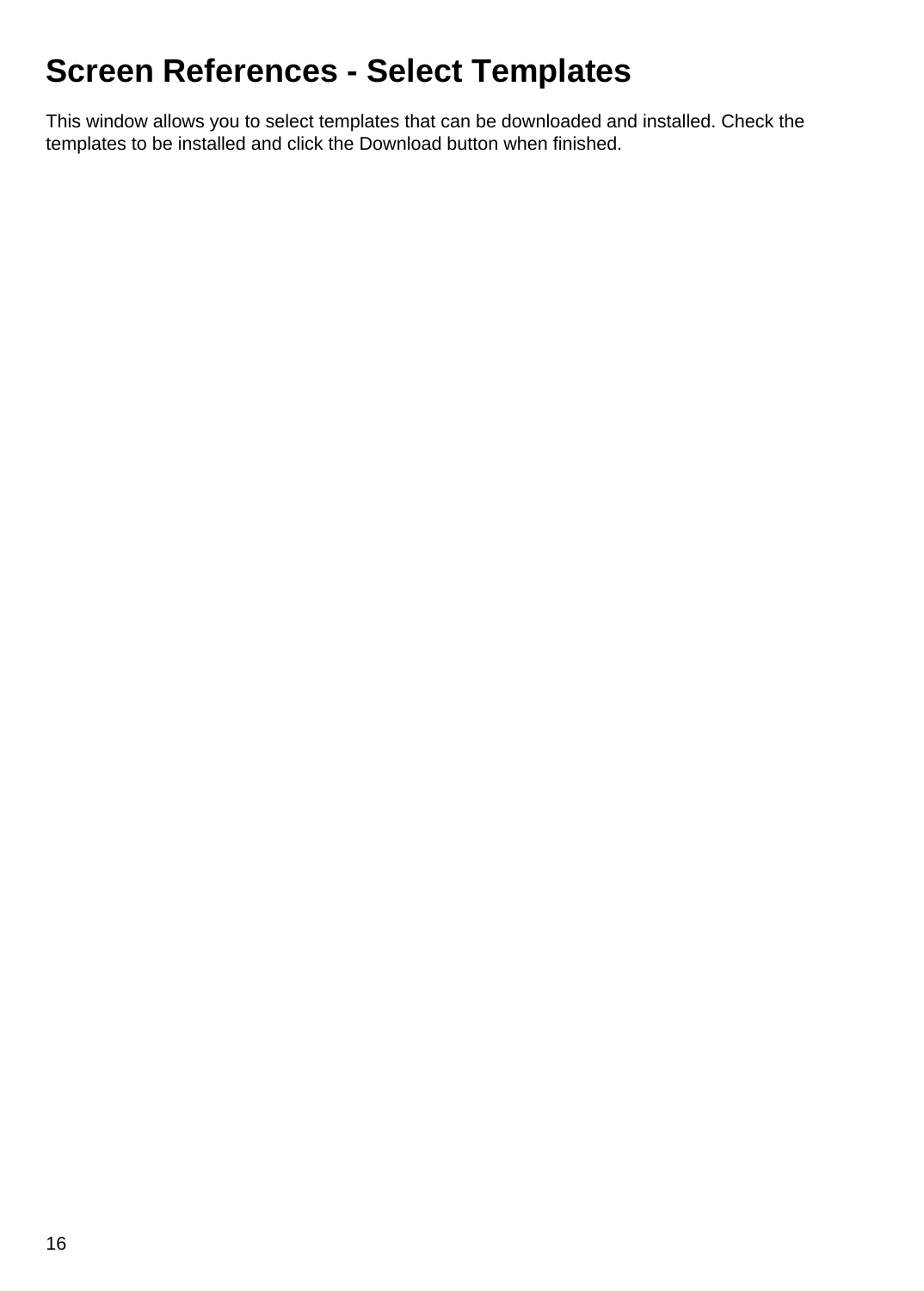# Screen References - Select Templates

This window allows you to select templates that can be downloaded and installed. Check the templates to be installed and click the Download button when finished.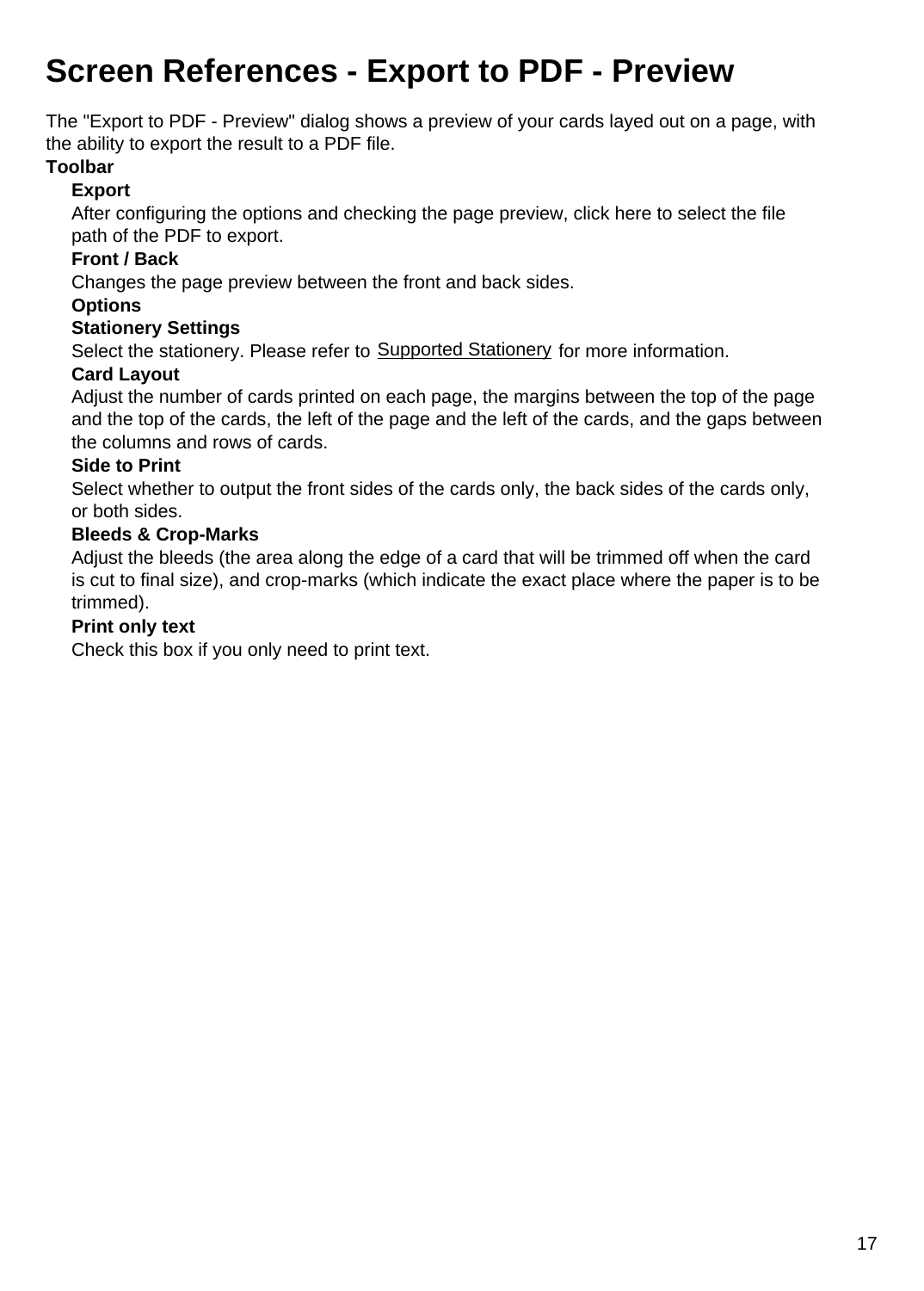# Screen References - Export to PDF - Preview

The "Export to PDF - Preview" dialog shows a preview of your cards layed out on a page, with the ability to export the result to a PDF file.

**Toolbar**

**Export**

After configuring the options and checking the page preview, click here to select the file path of the PDF to export.

**Front / Back**

Changes the page preview between the front and back sides.

**Options**

**Stationery Settings**

Select the stationery. Please refer to Supported Stationery for more information.

**Card Layout**

Adjust the number of cards printed on each page, the margins between the top of the page and the top of the cards, the left of the page and the left of the cards, and the gaps between the columns and rows of cards.

**Side to Print**

Select whether to output the front sides of the cards only, the back sides of the cards only, or both sides.

**Bleeds & Crop-Marks**

Adjust the bleeds (the area along the edge of a card that will be trimmed off when the card is cut to final size), and crop-marks (which indicate the exact place where the paper is to be trimmed).

**Print only text**

Check this box if you only need to print text.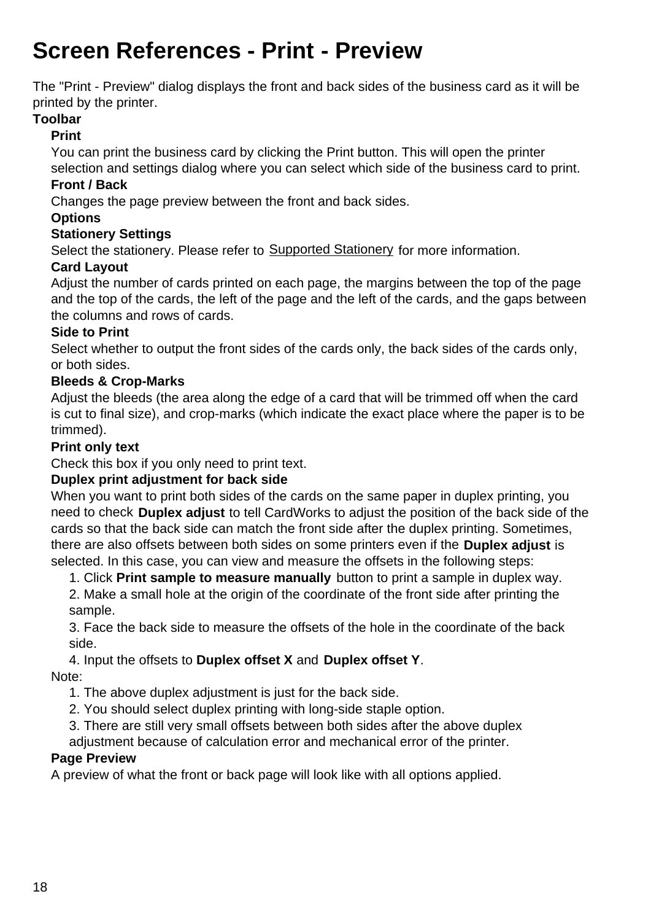# Screen References - Print - Preview

The "Print - Preview" dialog displays the front and back sides of the business card as it will be printed by the printer.

**Toolbar**

**Print**

You can print the business card by clicking the Print button. This will open the printer selection and settings dialog where you can select which side of the business card to print.

**Front / Back**

Changes the page preview between the front and back sides.

**Options**

**Stationery Settings**

Select the stationery. Please refer to Supported Stationery for more information.

**Card Layout**

Adjust the number of cards printed on each page, the margins between the top of the page and the top of the cards, the left of the page and the left of the cards, and the gaps between the columns and rows of cards.

**Side to Print**

Select whether to output the front sides of the cards only, the back sides of the cards only, or both sides.

**Bleeds & Crop-Marks**

Adjust the bleeds (the area along the edge of a card that will be trimmed off when the card is cut to final size), and crop-marks (which indicate the exact place where the paper is to be trimmed).

**Print only text**

Check this box if you only need to print text.

**Duplex print adjustment for back side**

When you want to print both sides of the cards on the same paper in duplex printing, you need to check **Duplex adjust** to tell CardWorks to adjust the position of the back side of the cards so that the back side can match the front side after the duplex printing. Sometimes, there are also offsets between both sides on some printers even if the **Duplex adjust** is selected. In this case, you can view and measure the offsets in the following steps:

1. Click **Print sample to measure manually** button to print a sample in duplex way.
2. Make a small hole at the origin of the coordinate of the front side after printing the sample.
3. Face the back side to measure the offsets of the hole in the coordinate of the back side.
4. Input the offsets to **Duplex offset X** and **Duplex offset Y**.

Note:

1. The above duplex adjustment is just for the back side.
2. You should select duplex printing with long-side staple option.
3. There are still very small offsets between both sides after the above duplex adjustment because of calculation error and mechanical error of the printer.

**Page Preview**

A preview of what the front or back page will look like with all options applied.